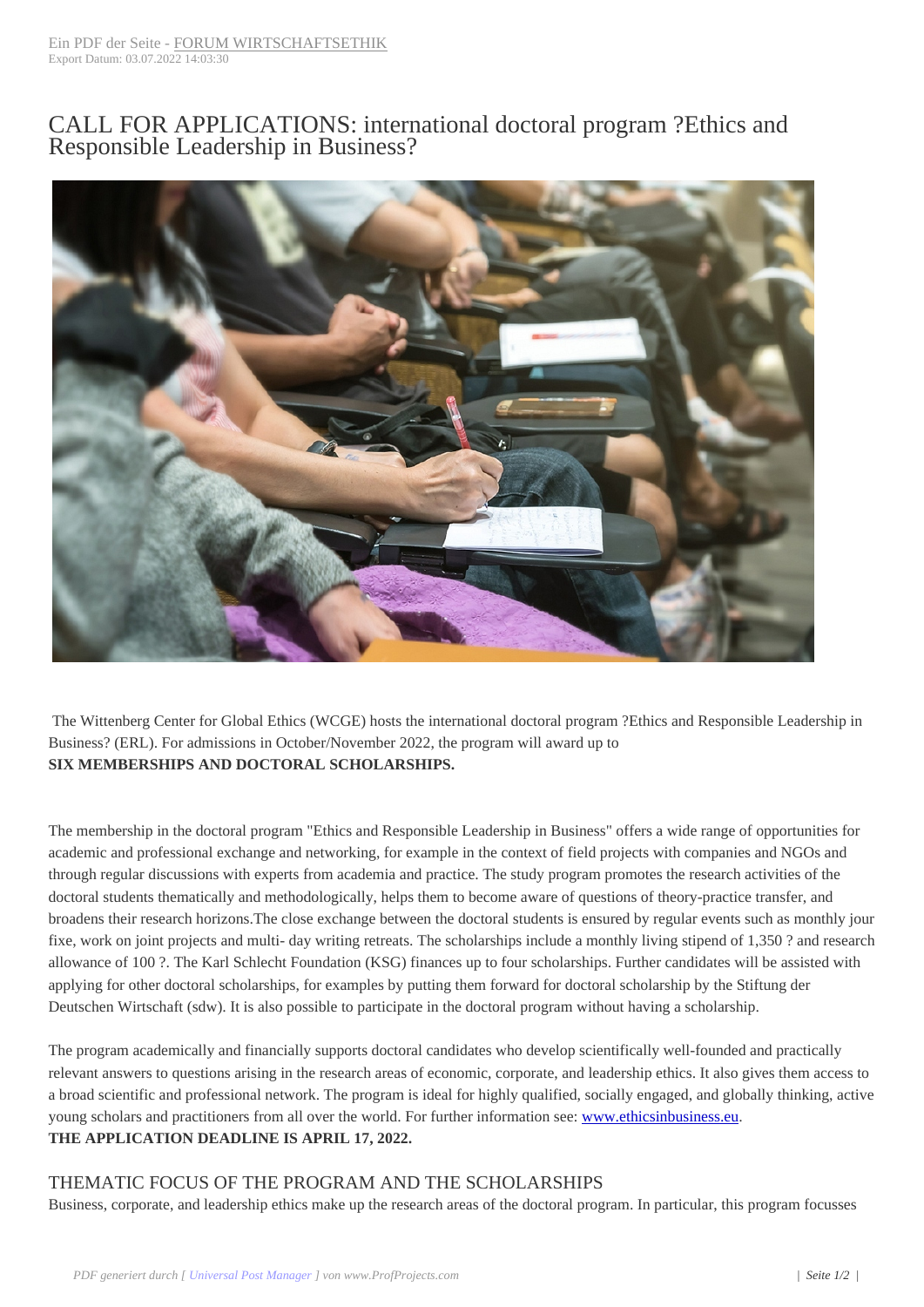# CALL FOR APPLICATIONS: international doctoral program ?Ethics and Responsible Leadership in Business?

The Wittenberg Center for Global Ethics (WCGE) hosts the international doctoral program ?Ethics and Responsible Leadership in Business? (ERL). For admissions in October/November 2022, the program will award up to **SIX MEMBERSHIPS AND DOCTORAL SCHOLARSHIPS.**

The membership in the doctoral program "Ethics and Responsible Leadership in Business" offers a wide range of opportunities for academic and professional exchange and networking, for example in the context of field projects with companies and NGOs and through regular discussions with experts from academia and practice. The study program promotes the research activities of the doctoral students thematically and methodologically, helps them to become aware of questions of theory-practice transfer, and broadens their research horizons.The close exchange between the doctoral students is ensured by regular events such as monthly jour fixe, work on joint projects and multi- day writing retreats. The scholarships include a monthly living stipend of 1,350 ? and research allowance of 100 ?. The Karl Schlecht Foundation (KSG) finances up to four scholarships. Further candidates will be assisted with applying for other doctoral scholarships, for examples by putting them forward for doctoral scholarship by the Stiftung der Deutschen Wirtschaft (sdw). It is also possible to participate in the doctoral program without having a scholarship.

The program academically and financially supports doctoral candidates who develop scientifically well-founded and practically relevant answers to questions arising in the research areas of economic, corporate, and leadership ethics. It also gives them access to a broad scientific and professional network. The program is ideal for highly qualified, socially engaged, and globally thinking, active young scholars and practitioners from all over the world. For further information see: www.ethicsinbusiness.eu.
**THE APPLICATION DEADLINE IS APRIL 17, 2022.**

## THEMATIC FOCUS OF THE PROGRAM AND THE SCHOLARSHIPS

Business, corporate, and leadership ethics make up the research areas of the doctoral program. In particular, this program focusses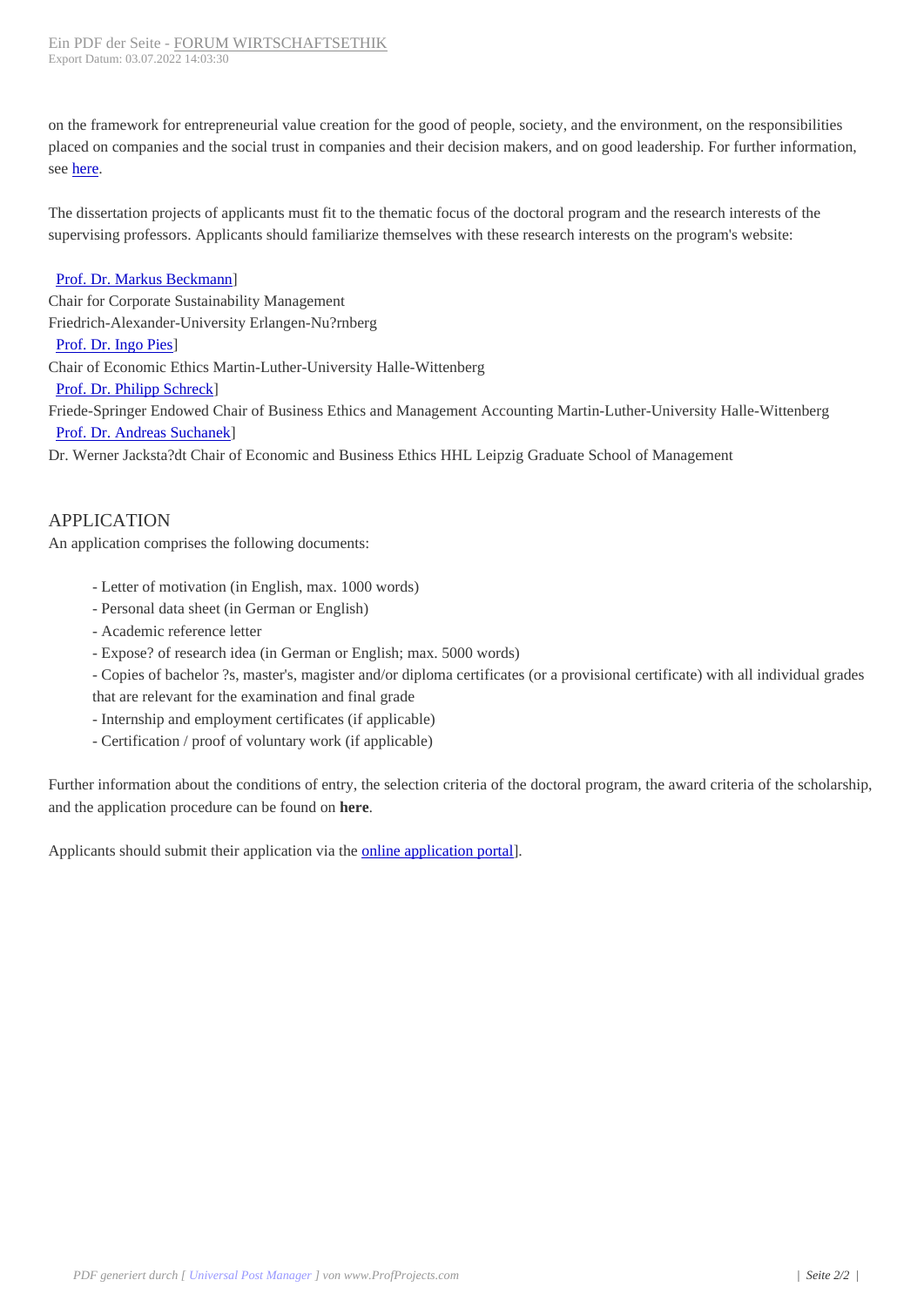on the framework for entrepreneurial value creation for the good of people, society, and the environment, on the responsibilities placed on companies and the social trust in companies and their decision makers, and on good leadership. For further information, see here.

The dissertation projects of applicants must fit to the thematic focus of the doctoral program and the research interests of the supervising professors. Applicants should familiarize themselves with these research interests on the program's website:

Prof. Dr. Markus Beckmann]
Chair for Corporate Sustainability Management
Friedrich-Alexander-University Erlangen-Nu?rnberg
Prof. Dr. Ingo Pies]
Chair of Economic Ethics Martin-Luther-University Halle-Wittenberg
Prof. Dr. Philipp Schreck]
Friede-Springer Endowed Chair of Business Ethics and Management Accounting Martin-Luther-University Halle-Wittenberg
Prof. Dr. Andreas Suchanek]
Dr. Werner Jacksta?dt Chair of Economic and Business Ethics HHL Leipzig Graduate School of Management

## APPLICATION

An application comprises the following documents:

- Letter of motivation (in English, max. 1000 words)
- Personal data sheet (in German or English)
- Academic reference letter
- Expose? of research idea (in German or English; max. 5000 words)
- Copies of bachelor ?s, master's, magister and/or diploma certificates (or a provisional certificate) with all individual grades that are relevant for the examination and final grade
- Internship and employment certificates (if applicable)
- Certification / proof of voluntary work (if applicable)

Further information about the conditions of entry, the selection criteria of the doctoral program, the award criteria of the scholarship, and the application procedure can be found on **here**.

Applicants should submit their application via the online application portal].